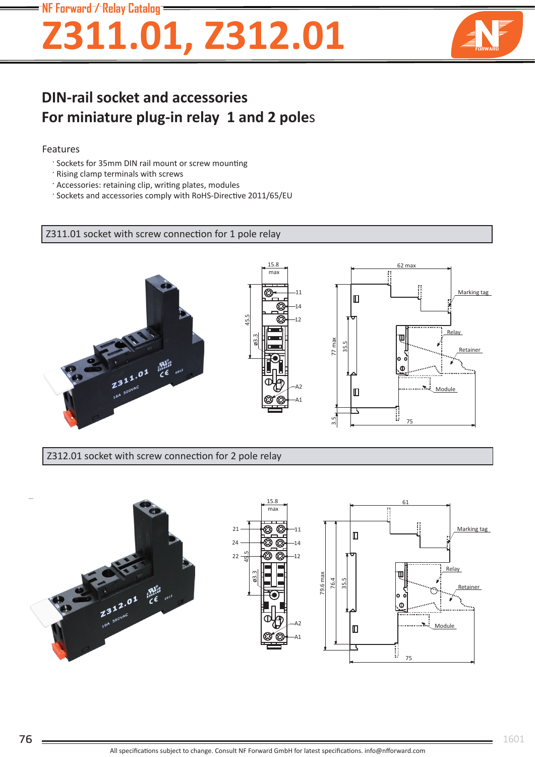# Z311.01, Z312.01

## DIN-rail socket and accessories
## For miniature plug-in relay 1 and 2 poles

Features

- Sockets for 35mm DIN rail mount or screw mounting
- Rising clamp terminals with screws
- Accessories: retaining clip, writing plates, modules
- Sockets and accessories comply with RoHS-Directive 2011/65/EU

### Z311.01 socket with screw connection for 1 pole relay

### Z312.01 socket with screw connection for 2 pole relay

All specifications subject to change. Consult NF Forward GmbH for latest specifications. info@nfforward.com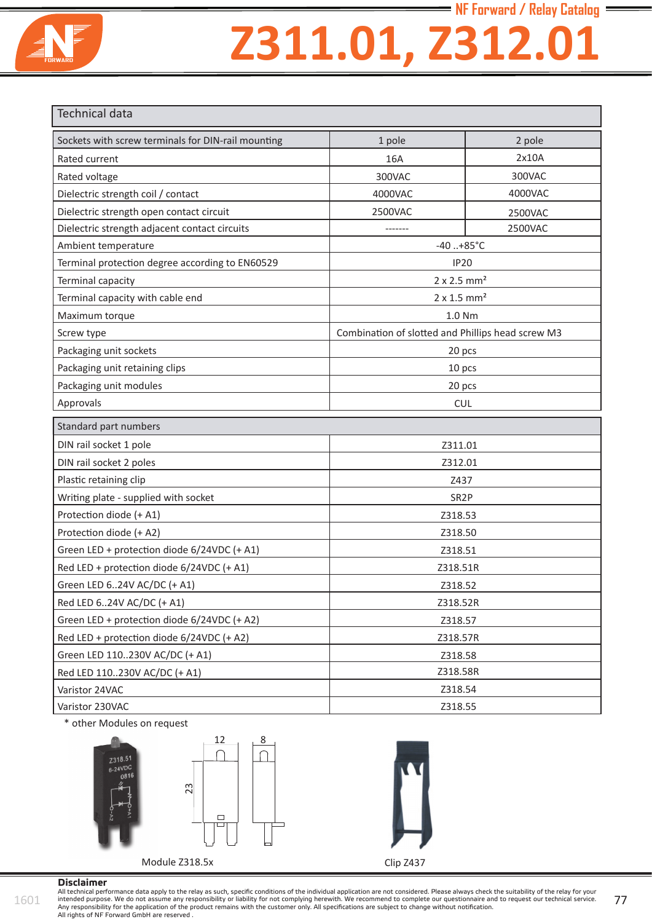# Z311.01, Z312.01

| Technical data | | |
|---|---|---|
| Sockets with screw terminals for DIN-rail mounting | 1 pole | 2 pole |
| Rated current | 16A | 2x10A |
| Rated voltage | 300VAC | 300VAC |
| Dielectric strength coil / contact | 4000VAC | 4000VAC |
| Dielectric strength open contact circuit | 2500VAC | 2500VAC |
| Dielectric strength adjacent contact circuits | ------- | 2500VAC |
| Ambient temperature | -40 ..+85°C | |
| Terminal protection degree according to EN60529 | IP20 | |
| Terminal capacity | 2 x 2.5 mm² | |
| Terminal capacity with cable end | 2 x 1.5 mm² | |
| Maximum torque | 1.0 Nm | |
| Screw type | Combination of slotted and Phillips head screw M3 | |
| Packaging unit sockets | 20 pcs | |
| Packaging unit retaining clips | 10 pcs | |
| Packaging unit modules | 20 pcs | |
| Approvals | CUL | |

| Standard part numbers | |
|---|---|
| DIN rail socket 1 pole | Z311.01 |
| DIN rail socket 2 poles | Z312.01 |
| Plastic retaining clip | Z437 |
| Writing plate - supplied with socket | SR2P |
| Protection diode (+ A1) | Z318.53 |
| Protection diode (+ A2) | Z318.50 |
| Green LED + protection diode 6/24VDC (+ A1) | Z318.51 |
| Red LED + protection diode 6/24VDC (+ A1) | Z318.51R |
| Green LED 6..24V AC/DC (+ A1) | Z318.52 |
| Red LED 6..24V AC/DC (+ A1) | Z318.52R |
| Green LED + protection diode 6/24VDC (+ A2) | Z318.57 |
| Red LED + protection diode 6/24VDC (+ A2) | Z318.57R |
| Green LED 110..230V AC/DC (+ A1) | Z318.58 |
| Red LED 110..230V AC/DC (+ A1) | Z318.58R |
| Varistor 24VAC | Z318.54 |
| Varistor 230VAC | Z318.55 |

\* other Modules on request

12
8
23

Module Z318.5x

Clip Z437

**Disclaimer**

All technical performance data apply to the relay as such, specific conditions of the individual application are not considered. Please always check the suitability of the relay for your intended purpose. We do not assume any responsibility or liability for not complying herewith. We recommend to complete our questionnaire and to request our technical service. Any responsibility for the application of the product remains with the customer only. All specifications are subject to change without notification.
All rights of NF Forward GmbH are reserved .